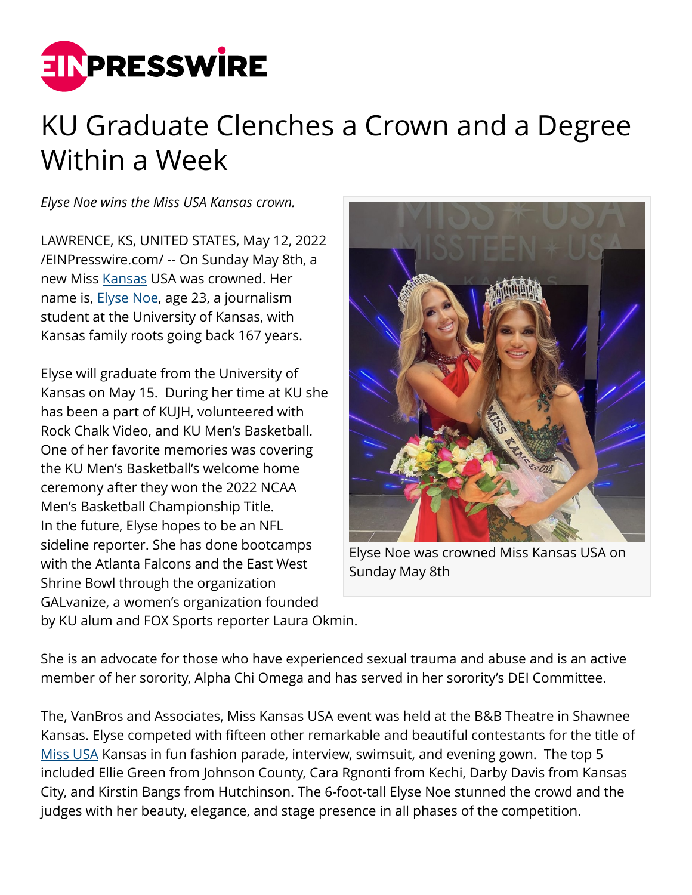# KU Graduate Clenches a Crown and a Degree Within a Week

*Elyse Noe wins the Miss USA Kansas crown.*

LAWRENCE, KS, UNITED STATES, May 12, 2022 /EINPresswire.com/ -- On Sunday May 8th, a new Miss Kansas USA was crowned. Her name is, Elyse Noe, age 23, a journalism student at the University of Kansas, with Kansas family roots going back 167 years.

Elyse will graduate from the University of Kansas on May 15. During her time at KU she has been a part of KUJH, volunteered with Rock Chalk Video, and KU Men's Basketball. One of her favorite memories was covering the KU Men's Basketball's welcome home ceremony after they won the 2022 NCAA Men's Basketball Championship Title. In the future, Elyse hopes to be an NFL sideline reporter. She has done bootcamps with the Atlanta Falcons and the East West Shrine Bowl through the organization GALvanize, a women's organization founded by KU alum and FOX Sports reporter Laura Okmin.

Elyse Noe was crowned Miss Kansas USA on Sunday May 8th

She is an advocate for those who have experienced sexual trauma and abuse and is an active member of her sorority, Alpha Chi Omega and has served in her sorority's DEI Committee.

The, VanBros and Associates, Miss Kansas USA event was held at the B&B Theatre in Shawnee Kansas. Elyse competed with fifteen other remarkable and beautiful contestants for the title of Miss USA Kansas in fun fashion parade, interview, swimsuit, and evening gown. The top 5 included Ellie Green from Johnson County, Cara Rgnonti from Kechi, Darby Davis from Kansas City, and Kirstin Bangs from Hutchinson. The 6-foot-tall Elyse Noe stunned the crowd and the judges with her beauty, elegance, and stage presence in all phases of the competition.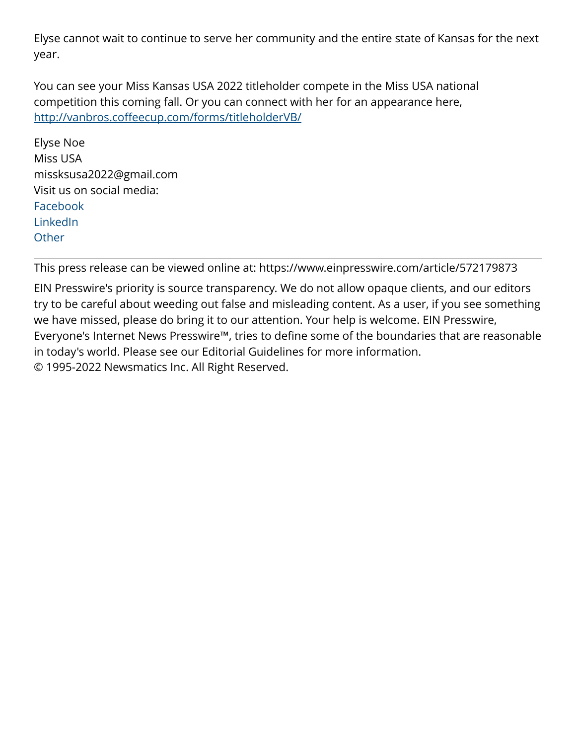Elyse cannot wait to continue to serve her community and the entire state of Kansas for the next year.

You can see your Miss Kansas USA 2022 titleholder compete in the Miss USA national competition this coming fall. Or you can connect with her for an appearance here, [http://vanbros.coffeecup.com/forms/titleholderVB/](http://vanbros.coffeecup.com/forms/titleholderVB/)

Elyse Noe
Miss USA
missksusa2022@gmail.com
Visit us on social media:
Facebook
LinkedIn
Other

---

This press release can be viewed online at: https://www.einpresswire.com/article/572179873

EIN Presswire's priority is source transparency. We do not allow opaque clients, and our editors try to be careful about weeding out false and misleading content. As a user, if you see something we have missed, please do bring it to our attention. Your help is welcome. EIN Presswire, Everyone's Internet News Presswire™, tries to define some of the boundaries that are reasonable in today's world. Please see our Editorial Guidelines for more information.
© 1995-2022 Newsmatics Inc. All Right Reserved.